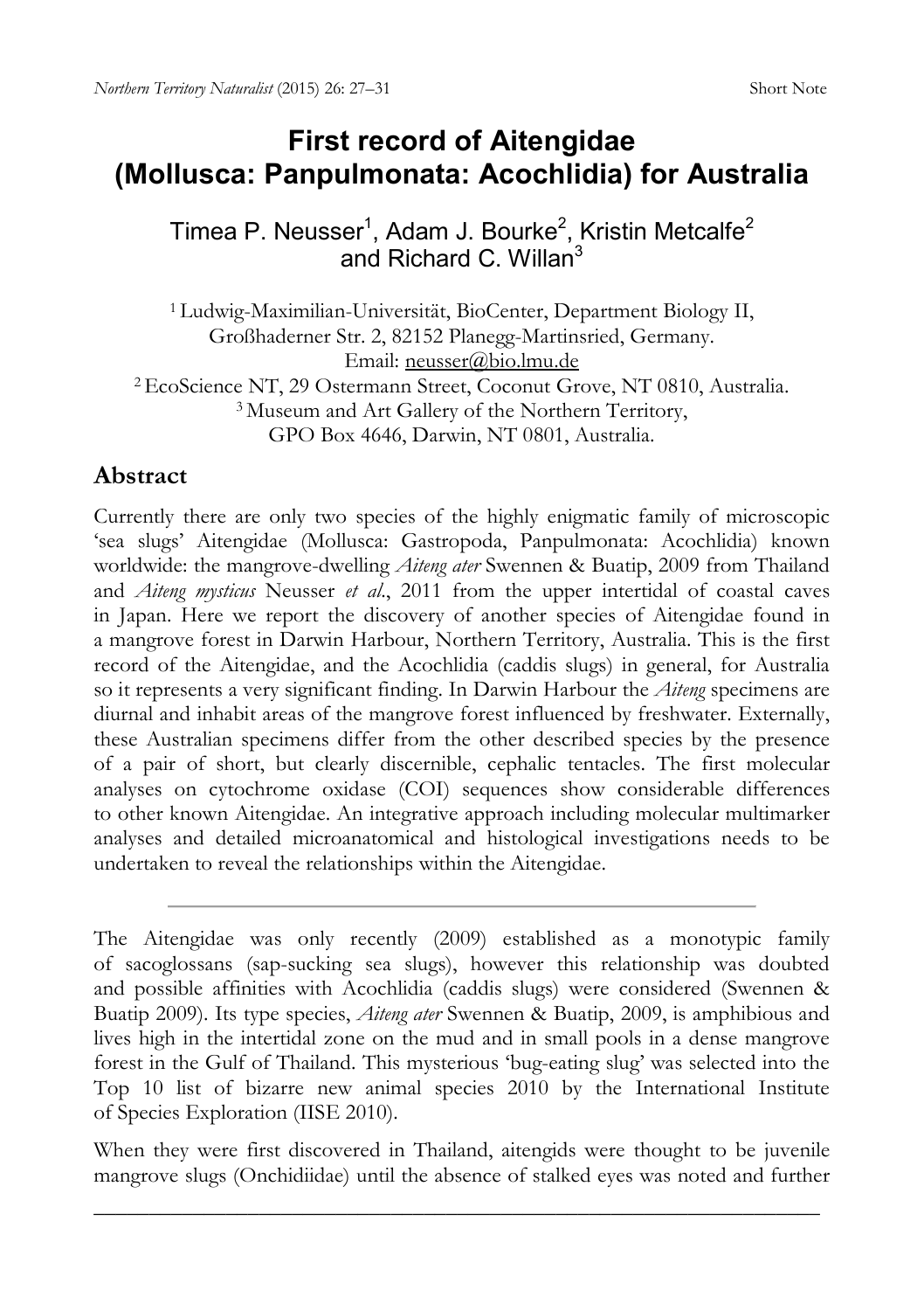# First record of Aitengidae (Mollusca: Panpulmonata: Acochlidia) for Australia

Timea P. Neusser[1], Adam J. Bourke[2], Kristin Metcalfe[2] and Richard C. Willan[3]

[1] Ludwig-Maximilian-Universität, BioCenter, Department Biology II, Großhaderner Str. 2, 82152 Planegg-Martinsried, Germany. Email: neusser@bio.lmu.de

[2] EcoScience NT, 29 Ostermann Street, Coconut Grove, NT 0810, Australia.

[3] Museum and Art Gallery of the Northern Territory, GPO Box 4646, Darwin, NT 0801, Australia.

## Abstract

Currently there are only two species of the highly enigmatic family of microscopic 'sea slugs' Aitengidae (Mollusca: Gastropoda, Panpulmonata: Acochlidia) known worldwide: the mangrove-dwelling *Aiteng ater* Swennen & Buatip, 2009 from Thailand and *Aiteng mysticus* Neusser *et al.*, 2011 from the upper intertidal of coastal caves in Japan. Here we report the discovery of another species of Aitengidae found in a mangrove forest in Darwin Harbour, Northern Territory, Australia. This is the first record of the Aitengidae, and the Acochlidia (caddis slugs) in general, for Australia so it represents a very significant finding. In Darwin Harbour the *Aiteng* specimens are diurnal and inhabit areas of the mangrove forest influenced by freshwater. Externally, these Australian specimens differ from the other described species by the presence of a pair of short, but clearly discernible, cephalic tentacles. The first molecular analyses on cytochrome oxidase (COI) sequences show considerable differences to other known Aitengidae. An integrative approach including molecular multimarker analyses and detailed microanatomical and histological investigations needs to be undertaken to reveal the relationships within the Aitengidae.

---

The Aitengidae was only recently (2009) established as a monotypic family of sacoglossans (sap-sucking sea slugs), however this relationship was doubted and possible affinities with Acochlidia (caddis slugs) were considered (Swennen & Buatip 2009). Its type species, *Aiteng ater* Swennen & Buatip, 2009, is amphibious and lives high in the intertidal zone on the mud and in small pools in a dense mangrove forest in the Gulf of Thailand. This mysterious 'bug-eating slug' was selected into the Top 10 list of bizarre new animal species 2010 by the International Institute of Species Exploration (IISE 2010).

When they were first discovered in Thailand, aitengids were thought to be juvenile mangrove slugs (Onchidiidae) until the absence of stalked eyes was noted and further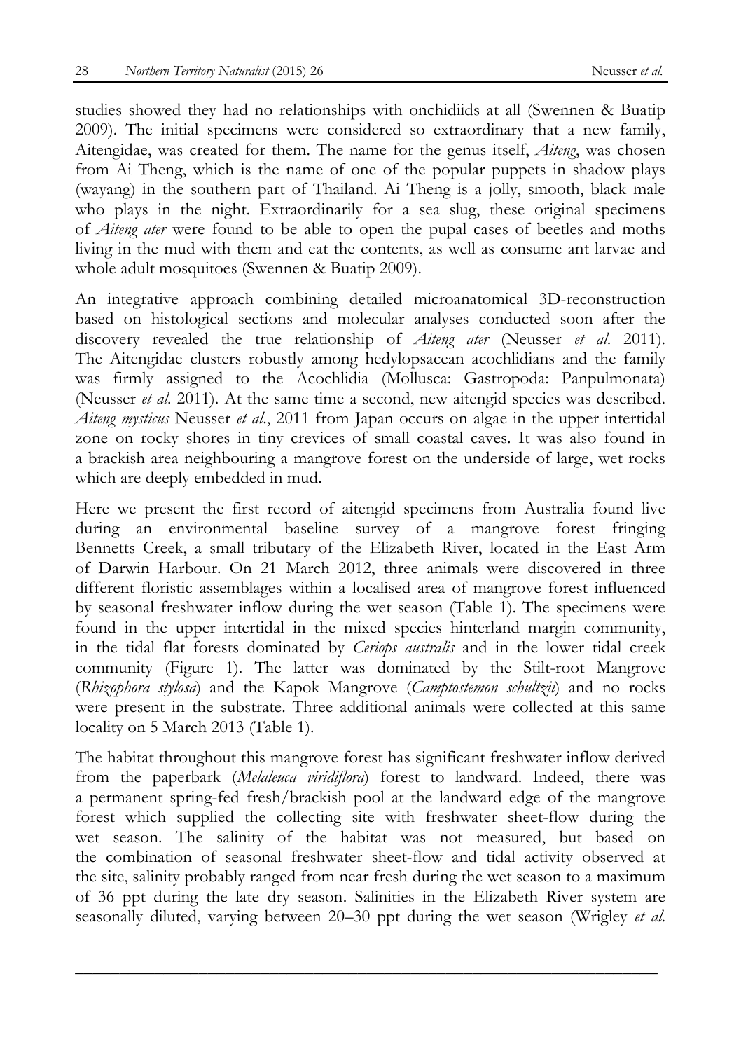studies showed they had no relationships with onchidiids at all (Swennen & Buatip 2009). The initial specimens were considered so extraordinary that a new family, Aitengidae, was created for them. The name for the genus itself, *Aiteng*, was chosen from Ai Theng, which is the name of one of the popular puppets in shadow plays (wayang) in the southern part of Thailand. Ai Theng is a jolly, smooth, black male who plays in the night. Extraordinarily for a sea slug, these original specimens of *Aiteng ater* were found to be able to open the pupal cases of beetles and moths living in the mud with them and eat the contents, as well as consume ant larvae and whole adult mosquitoes (Swennen & Buatip 2009).

An integrative approach combining detailed microanatomical 3D-reconstruction based on histological sections and molecular analyses conducted soon after the discovery revealed the true relationship of *Aiteng ater* (Neusser *et al.* 2011). The Aitengidae clusters robustly among hedylopsacean acochlidians and the family was firmly assigned to the Acochlidia (Mollusca: Gastropoda: Panpulmonata) (Neusser *et al.* 2011). At the same time a second, new aitengid species was described. *Aiteng mysticus* Neusser *et al.*, 2011 from Japan occurs on algae in the upper intertidal zone on rocky shores in tiny crevices of small coastal caves. It was also found in a brackish area neighbouring a mangrove forest on the underside of large, wet rocks which are deeply embedded in mud.

Here we present the first record of aitengid specimens from Australia found live during an environmental baseline survey of a mangrove forest fringing Bennetts Creek, a small tributary of the Elizabeth River, located in the East Arm of Darwin Harbour. On 21 March 2012, three animals were discovered in three different floristic assemblages within a localised area of mangrove forest influenced by seasonal freshwater inflow during the wet season (Table 1). The specimens were found in the upper intertidal in the mixed species hinterland margin community, in the tidal flat forests dominated by *Ceriops australis* and in the lower tidal creek community (Figure 1). The latter was dominated by the Stilt-root Mangrove (*Rhizophora stylosa*) and the Kapok Mangrove (*Camptostemon schultzii*) and no rocks were present in the substrate. Three additional animals were collected at this same locality on 5 March 2013 (Table 1).

The habitat throughout this mangrove forest has significant freshwater inflow derived from the paperbark (*Melaleuca viridiflora*) forest to landward. Indeed, there was a permanent spring-fed fresh/brackish pool at the landward edge of the mangrove forest which supplied the collecting site with freshwater sheet-flow during the wet season. The salinity of the habitat was not measured, but based on the combination of seasonal freshwater sheet-flow and tidal activity observed at the site, salinity probably ranged from near fresh during the wet season to a maximum of 36 ppt during the late dry season. Salinities in the Elizabeth River system are seasonally diluted, varying between 20–30 ppt during the wet season (Wrigley *et al.*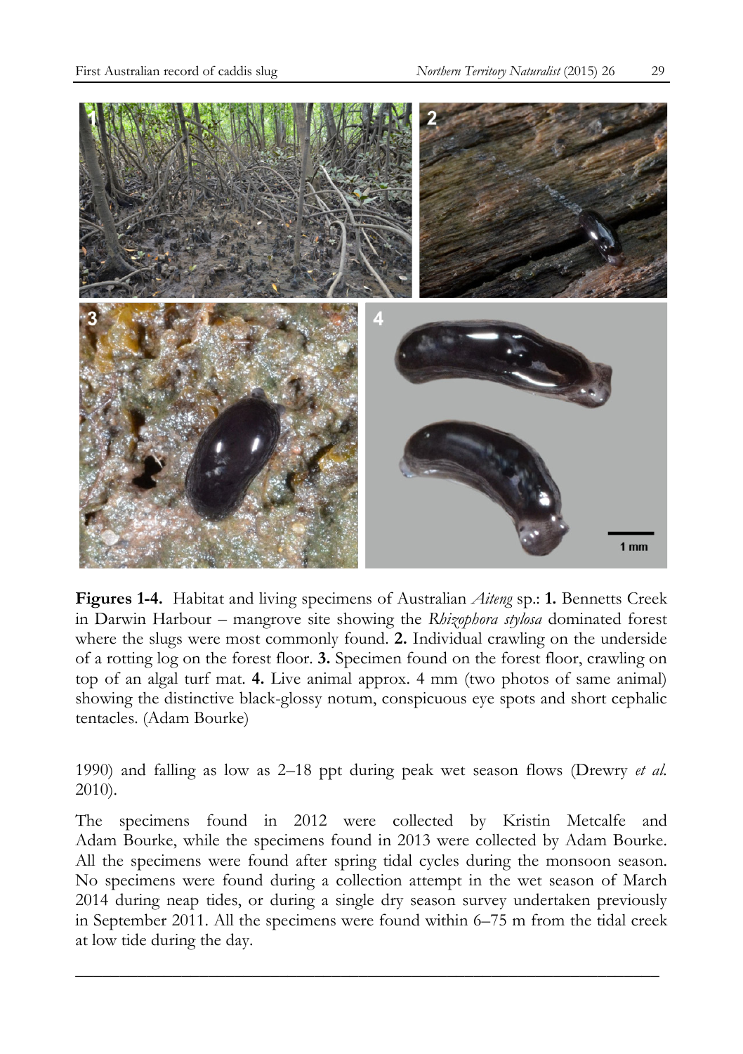**Figures 1-4.** Habitat and living specimens of Australian *Aiteng* sp.: **1.** Bennetts Creek in Darwin Harbour – mangrove site showing the *Rhizophora stylosa* dominated forest where the slugs were most commonly found. **2.** Individual crawling on the underside of a rotting log on the forest floor. **3.** Specimen found on the forest floor, crawling on top of an algal turf mat. **4.** Live animal approx. 4 mm (two photos of same animal) showing the distinctive black-glossy notum, conspicuous eye spots and short cephalic tentacles. (Adam Bourke)

1990) and falling as low as 2–18 ppt during peak wet season flows (Drewry *et al.* 2010).

The specimens found in 2012 were collected by Kristin Metcalfe and Adam Bourke, while the specimens found in 2013 were collected by Adam Bourke. All the specimens were found after spring tidal cycles during the monsoon season. No specimens were found during a collection attempt in the wet season of March 2014 during neap tides, or during a single dry season survey undertaken previously in September 2011. All the specimens were found within 6–75 m from the tidal creek at low tide during the day.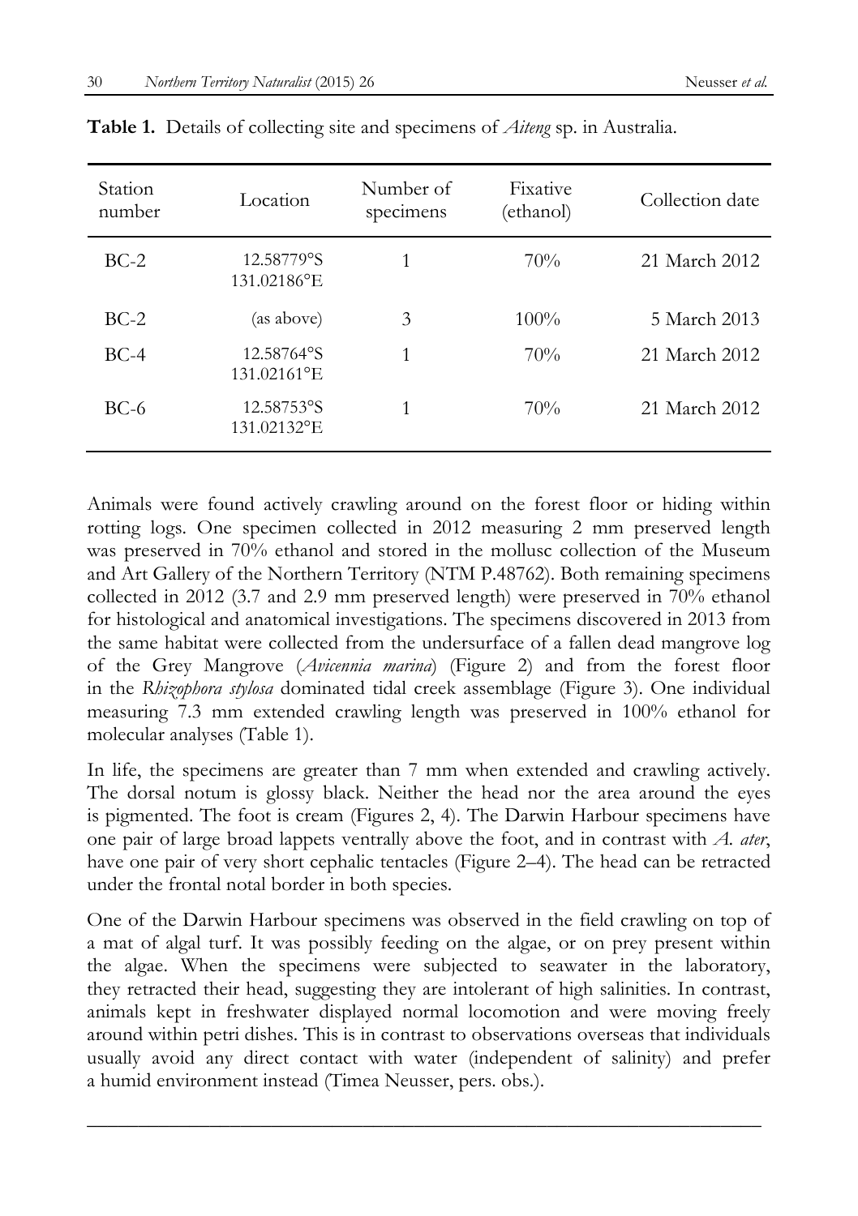**Table 1.** Details of collecting site and specimens of *Aiteng* sp. in Australia.

| Station number | Location | Number of specimens | Fixative (ethanol) | Collection date |
|---|---|---|---|---|
| BC-2 | 12.58779°S 131.02186°E | 1 | 70% | 21 March 2012 |
| BC-2 | (as above) | 3 | 100% | 5 March 2013 |
| BC-4 | 12.58764°S 131.02161°E | 1 | 70% | 21 March 2012 |
| BC-6 | 12.58753°S 131.02132°E | 1 | 70% | 21 March 2012 |

Animals were found actively crawling around on the forest floor or hiding within rotting logs. One specimen collected in 2012 measuring 2 mm preserved length was preserved in 70% ethanol and stored in the mollusc collection of the Museum and Art Gallery of the Northern Territory (NTM P.48762). Both remaining specimens collected in 2012 (3.7 and 2.9 mm preserved length) were preserved in 70% ethanol for histological and anatomical investigations. The specimens discovered in 2013 from the same habitat were collected from the undersurface of a fallen dead mangrove log of the Grey Mangrove (*Avicennia marina*) (Figure 2) and from the forest floor in the *Rhizophora stylosa* dominated tidal creek assemblage (Figure 3). One individual measuring 7.3 mm extended crawling length was preserved in 100% ethanol for molecular analyses (Table 1).

In life, the specimens are greater than 7 mm when extended and crawling actively. The dorsal notum is glossy black. Neither the head nor the area around the eyes is pigmented. The foot is cream (Figures 2, 4). The Darwin Harbour specimens have one pair of large broad lappets ventrally above the foot, and in contrast with *A. ater*, have one pair of very short cephalic tentacles (Figure 2–4). The head can be retracted under the frontal notal border in both species.

One of the Darwin Harbour specimens was observed in the field crawling on top of a mat of algal turf. It was possibly feeding on the algae, or on prey present within the algae. When the specimens were subjected to seawater in the laboratory, they retracted their head, suggesting they are intolerant of high salinities. In contrast, animals kept in freshwater displayed normal locomotion and were moving freely around within petri dishes. This is in contrast to observations overseas that individuals usually avoid any direct contact with water (independent of salinity) and prefer a humid environment instead (Timea Neusser, pers. obs.).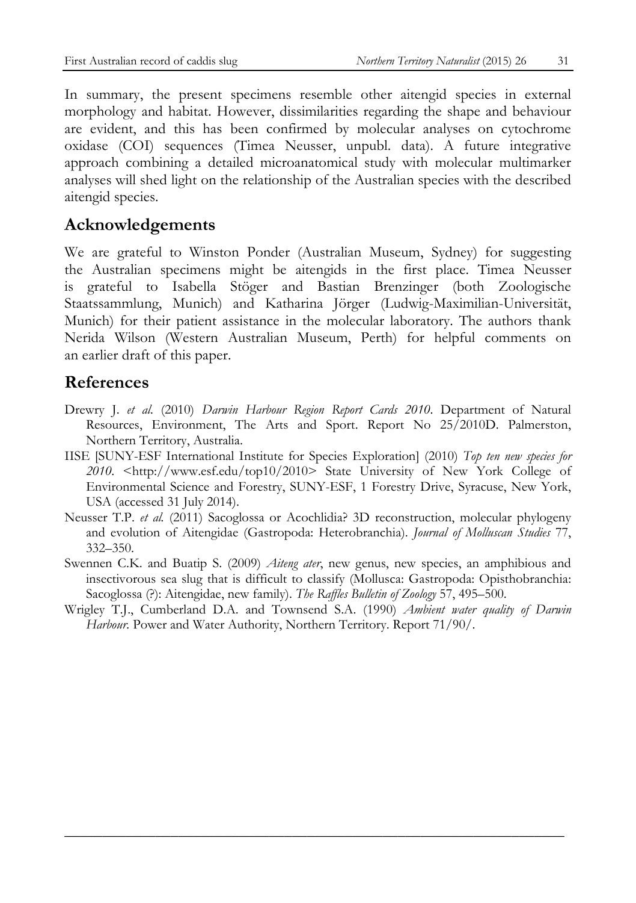In summary, the present specimens resemble other aitengid species in external morphology and habitat. However, dissimilarities regarding the shape and behaviour are evident, and this has been confirmed by molecular analyses on cytochrome oxidase (COI) sequences (Timea Neusser, unpubl. data). A future integrative approach combining a detailed microanatomical study with molecular multimarker analyses will shed light on the relationship of the Australian species with the described aitengid species.

## Acknowledgements

We are grateful to Winston Ponder (Australian Museum, Sydney) for suggesting the Australian specimens might be aitengids in the first place. Timea Neusser is grateful to Isabella Stöger and Bastian Brenzinger (both Zoologische Staatssammlung, Munich) and Katharina Jörger (Ludwig-Maximilian-Universität, Munich) for their patient assistance in the molecular laboratory. The authors thank Nerida Wilson (Western Australian Museum, Perth) for helpful comments on an earlier draft of this paper.

## References

Drewry J. *et al.* (2010) *Darwin Harbour Region Report Cards 2010*. Department of Natural Resources, Environment, The Arts and Sport. Report No 25/2010D. Palmerston, Northern Territory, Australia.

IISE [SUNY-ESF International Institute for Species Exploration] (2010) *Top ten new species for 2010*. <http://www.esf.edu/top10/2010> State University of New York College of Environmental Science and Forestry, SUNY-ESF, 1 Forestry Drive, Syracuse, New York, USA (accessed 31 July 2014).

Neusser T.P. *et al.* (2011) Sacoglossa or Acochlidia? 3D reconstruction, molecular phylogeny and evolution of Aitengidae (Gastropoda: Heterobranchia). *Journal of Molluscan Studies* 77, 332–350.

Swennen C.K. and Buatip S. (2009) *Aiteng ater*, new genus, new species, an amphibious and insectivorous sea slug that is difficult to classify (Mollusca: Gastropoda: Opisthobranchia: Sacoglossa (?): Aitengidae, new family). *The Raffles Bulletin of Zoology* 57, 495–500.

Wrigley T.J., Cumberland D.A. and Townsend S.A. (1990) *Ambient water quality of Darwin Harbour*. Power and Water Authority, Northern Territory. Report 71/90/.